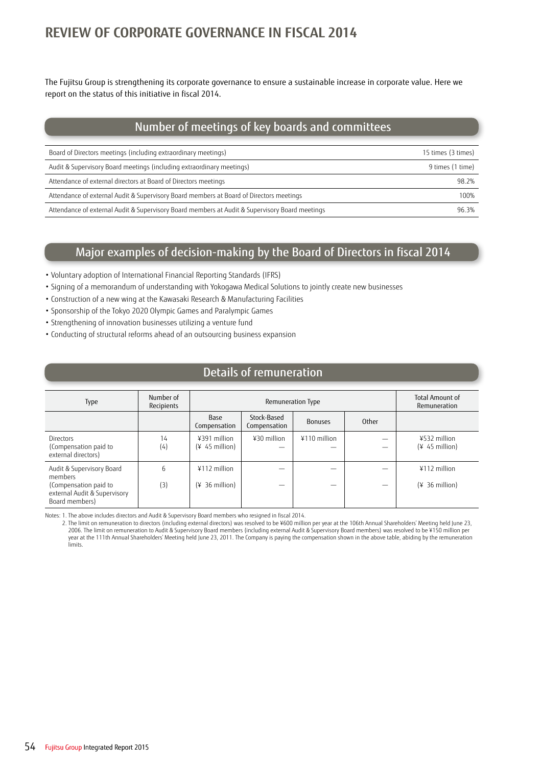# REVIEW OF CORPORATE GOVERNANCE IN FISCAL 2014

The Fujitsu Group is strengthening its corporate governance to ensure a sustainable increase in corporate value. Here we report on the status of this initiative in fiscal 2014.

## Number of meetings of key boards and committees

| | |
|---|---|
| Board of Directors meetings (including extraordinary meetings) | 15 times (3 times) |
| Audit & Supervisory Board meetings (including extraordinary meetings) | 9 times (1 time) |
| Attendance of external directors at Board of Directors meetings | 98.2% |
| Attendance of external Audit & Supervisory Board members at Board of Directors meetings | 100% |
| Attendance of external Audit & Supervisory Board members at Audit & Supervisory Board meetings | 96.3% |

## Major examples of decision-making by the Board of Directors in fiscal 2014

- Voluntary adoption of International Financial Reporting Standards (IFRS)
- Signing of a memorandum of understanding with Yokogawa Medical Solutions to jointly create new businesses
- Construction of a new wing at the Kawasaki Research & Manufacturing Facilities
- Sponsorship of the Tokyo 2020 Olympic Games and Paralympic Games
- Strengthening of innovation businesses utilizing a venture fund
- Conducting of structural reforms ahead of an outsourcing business expansion

## Details of remuneration

| Type | Number of Recipients | Remuneration Type | | | | Total Amount of Remuneration |
|---|---|---|---|---|---|---|
| | | Base Compensation | Stock-Based Compensation | Bonuses | Other | |
| Directors<br>(Compensation paid to external directors) | 14<br>(4) | ¥391 million<br>(¥ 45 million) | ¥30 million<br>— | ¥110 million<br>— | —<br>— | ¥532 million<br>(¥ 45 million) |
| Audit & Supervisory Board members<br>(Compensation paid to external Audit & Supervisory Board members) | 6<br>(3) | ¥112 million<br>(¥ 36 million) | —<br>— | —<br>— | —<br>— | ¥112 million<br>(¥ 36 million) |

Notes: 1. The above includes directors and Audit & Supervisory Board members who resigned in fiscal 2014.

2. The limit on remuneration to directors (including external directors) was resolved to be ¥600 million per year at the 106th Annual Shareholders' Meeting held June 23, 2006. The limit on remuneration to Audit & Supervisory Board members (including external Audit & Supervisory Board members) was resolved to be ¥150 million per year at the 111th Annual Shareholders' Meeting held June 23, 2011. The Company is paying the compensation shown in the above table, abiding by the remuneration limits.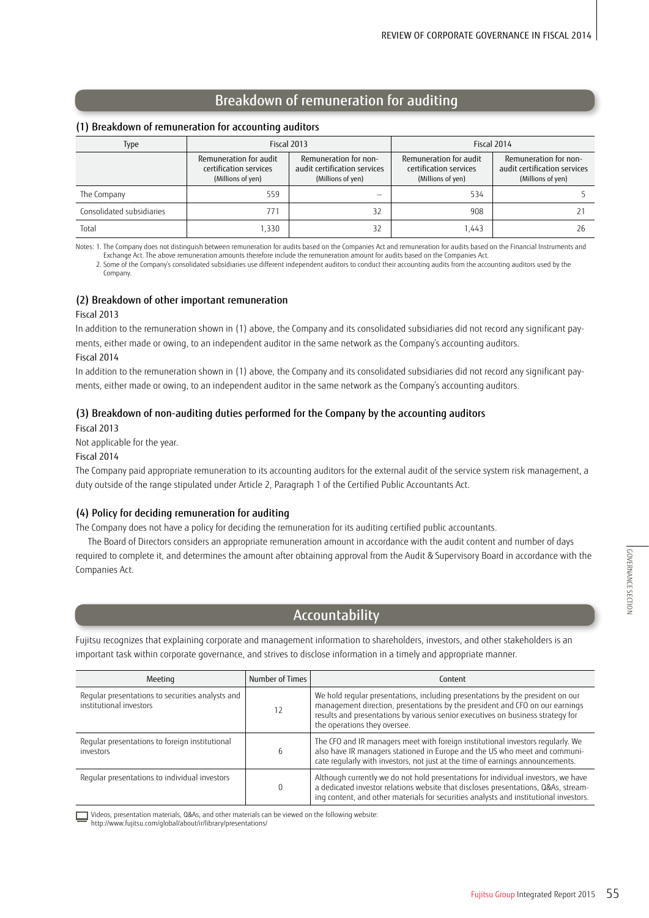## Breakdown of remuneration for auditing

### (1) Breakdown of remuneration for accounting auditors

| Type | Fiscal 2013 | | Fiscal 2014 | |
|---|---|---|---|---|
| | Remuneration for audit certification services (Millions of yen) | Remuneration for non-audit certification services (Millions of yen) | Remuneration for audit certification services (Millions of yen) | Remuneration for non-audit certification services (Millions of yen) |
| The Company | 559 | – | 534 | 5 |
| Consolidated subsidiaries | 771 | 32 | 908 | 21 |
| Total | 1,330 | 32 | 1,443 | 26 |

Notes: 1. The Company does not distinguish between remuneration for audits based on the Companies Act and remuneration for audits based on the Financial Instruments and Exchange Act. The above remuneration amounts therefore include the remuneration amount for audits based on the Companies Act.

2. Some of the Company's consolidated subsidiaries use different independent auditors to conduct their accounting audits from the accounting auditors used by the Company.

### (2) Breakdown of other important remuneration

Fiscal 2013

In addition to the remuneration shown in (1) above, the Company and its consolidated subsidiaries did not record any significant payments, either made or owing, to an independent auditor in the same network as the Company's accounting auditors.

Fiscal 2014

In addition to the remuneration shown in (1) above, the Company and its consolidated subsidiaries did not record any significant payments, either made or owing, to an independent auditor in the same network as the Company's accounting auditors.

### (3) Breakdown of non-auditing duties performed for the Company by the accounting auditors

Fiscal 2013

Not applicable for the year.

Fiscal 2014

The Company paid appropriate remuneration to its accounting auditors for the external audit of the service system risk management, a duty outside of the range stipulated under Article 2, Paragraph 1 of the Certified Public Accountants Act.

### (4) Policy for deciding remuneration for auditing

The Company does not have a policy for deciding the remuneration for its auditing certified public accountants.

The Board of Directors considers an appropriate remuneration amount in accordance with the audit content and number of days required to complete it, and determines the amount after obtaining approval from the Audit & Supervisory Board in accordance with the Companies Act.

## Accountability

Fujitsu recognizes that explaining corporate and management information to shareholders, investors, and other stakeholders is an important task within corporate governance, and strives to disclose information in a timely and appropriate manner.

| Meeting | Number of Times | Content |
|---|---|---|
| Regular presentations to securities analysts and institutional investors | 12 | We hold regular presentations, including presentations by the president on our management direction, presentations by the president and CFO on our earnings results and presentations by various senior executives on business strategy for the operations they oversee. |
| Regular presentations to foreign institutional investors | 6 | The CFO and IR managers meet with foreign institutional investors regularly. We also have IR managers stationed in Europe and the US who meet and communicate regularly with investors, not just at the time of earnings announcements. |
| Regular presentations to individual investors | 0 | Although currently we do not hold presentations for individual investors, we have a dedicated investor relations website that discloses presentations, Q&As, streaming content, and other materials for securities analysts and institutional investors. |

Videos, presentation materials, Q&As, and other materials can be viewed on the following website:
http://www.fujitsu.com/global/about/ir/library/presentations/